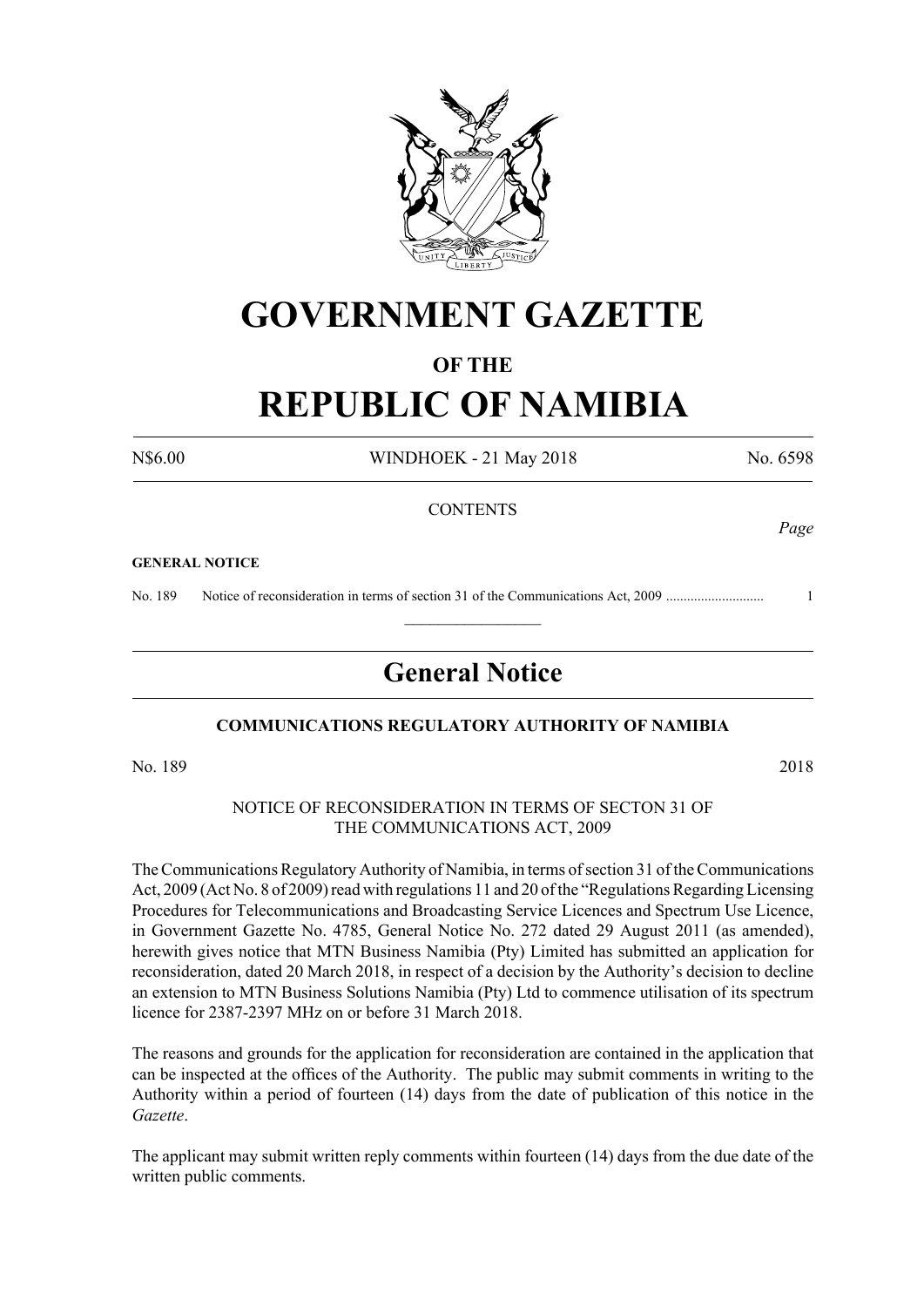# GOVERNMENT GAZETTE

## OF THE

# REPUBLIC OF NAMIBIA

N$6.00 WINDHOEK - 21 May 2018 No. 6598

CONTENTS

*Page*

**GENERAL NOTICE**

No. 189 Notice of reconsideration in terms of section 31 of the Communications Act, 2009 ............................ 1

## General Notice

**COMMUNICATIONS REGULATORY AUTHORITY OF NAMIBIA**

No. 189 2018

NOTICE OF RECONSIDERATION IN TERMS OF SECTON 31 OF THE COMMUNICATIONS ACT, 2009

The Communications Regulatory Authority of Namibia, in terms of section 31 of the Communications Act, 2009 (Act No. 8 of 2009) read with regulations 11 and 20 of the "Regulations Regarding Licensing Procedures for Telecommunications and Broadcasting Service Licences and Spectrum Use Licence, in Government Gazette No. 4785, General Notice No. 272 dated 29 August 2011 (as amended), herewith gives notice that MTN Business Namibia (Pty) Limited has submitted an application for reconsideration, dated 20 March 2018, in respect of a decision by the Authority's decision to decline an extension to MTN Business Solutions Namibia (Pty) Ltd to commence utilisation of its spectrum licence for 2387-2397 MHz on or before 31 March 2018.

The reasons and grounds for the application for reconsideration are contained in the application that can be inspected at the offices of the Authority. The public may submit comments in writing to the Authority within a period of fourteen (14) days from the date of publication of this notice in the *Gazette*.

The applicant may submit written reply comments within fourteen (14) days from the due date of the written public comments.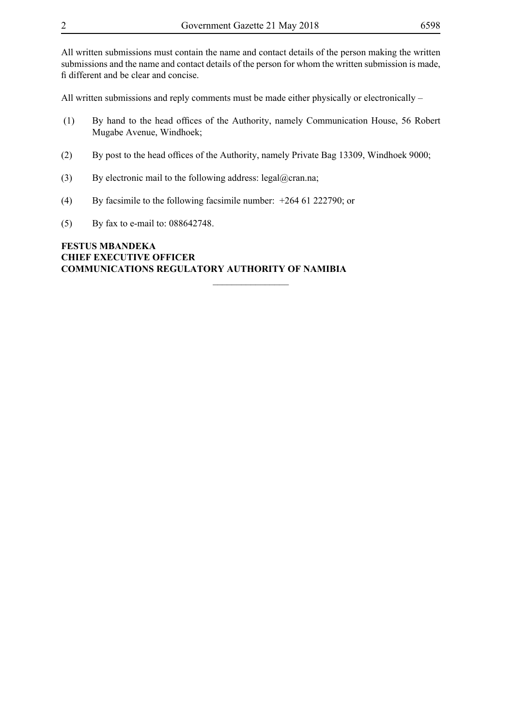All written submissions must contain the name and contact details of the person making the written submissions and the name and contact details of the person for whom the written submission is made, fi different and be clear and concise.

All written submissions and reply comments must be made either physically or electronically –

(1) By hand to the head offices of the Authority, namely Communication House, 56 Robert Mugabe Avenue, Windhoek;

(2) By post to the head offices of the Authority, namely Private Bag 13309, Windhoek 9000;

(3) By electronic mail to the following address: legal@cran.na;

(4) By facsimile to the following facsimile number: +264 61 222790; or

(5) By fax to e-mail to: 088642748.

**FESTUS MBANDEKA**
**CHIEF EXECUTIVE OFFICER**
**COMMUNICATIONS REGULATORY AUTHORITY OF NAMIBIA**

________________